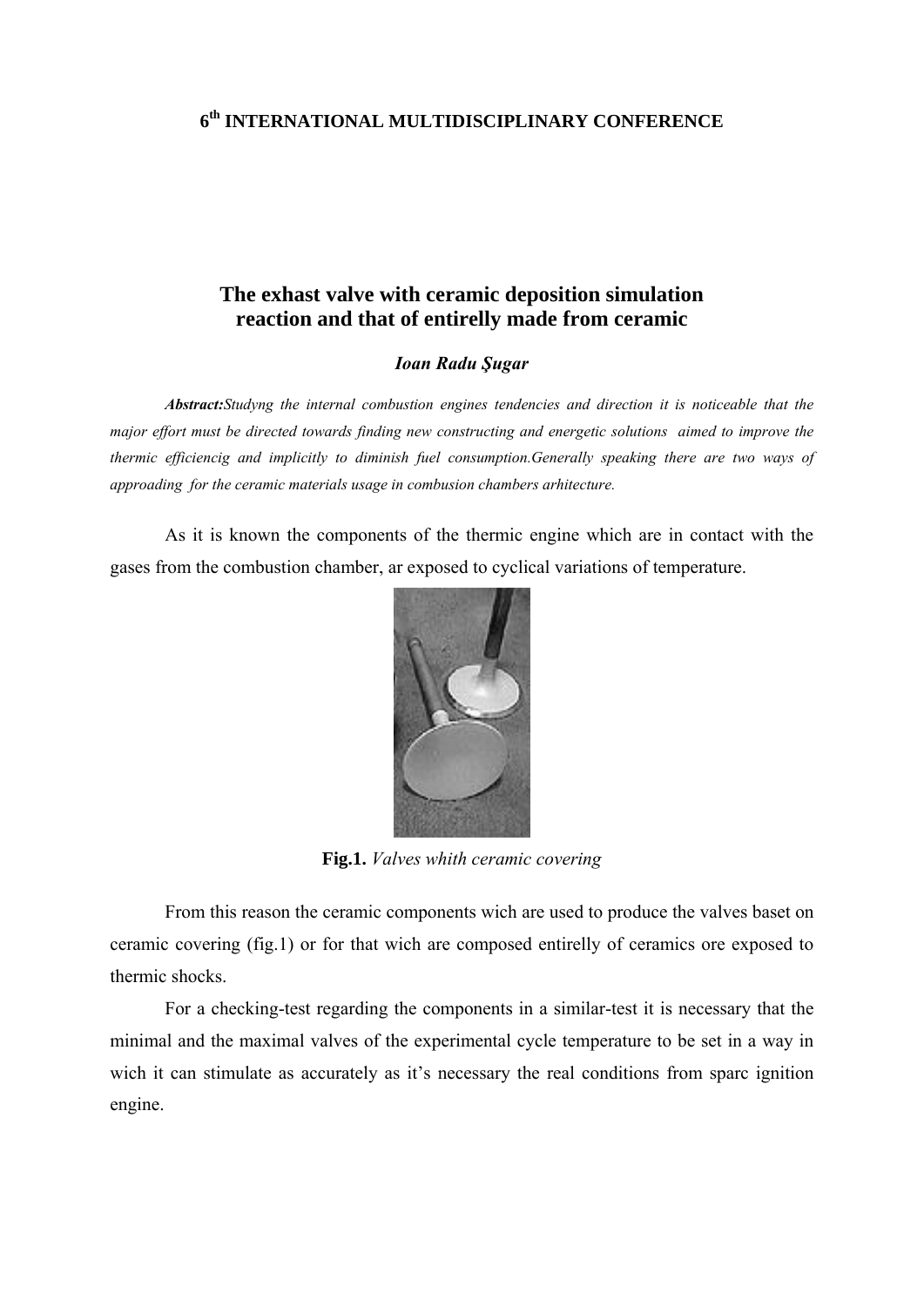**6th INTERNATIONAL MULTIDISCIPLINARY CONFERENCE**

# The exhast valve with ceramic deposition simulation reaction and that of entirelly made from ceramic

***Ioan Radu Şugar***

***Abstract:****Studyng the internal combustion engines tendencies and direction it is noticeable that the major effort must be directed towards finding new constructing and energetic solutions aimed to improve the thermic efficiencig and implicitly to diminish fuel consumption.Generally speaking there are two ways of approading for the ceramic materials usage in combusion chambers arhitecture.*

As it is known the components of the thermic engine which are in contact with the gases from the combustion chamber, ar exposed to cyclical variations of temperature.

**Fig.1.** *Valves whith ceramic covering*

From this reason the ceramic components wich are used to produce the valves baset on ceramic covering (fig.1) or for that wich are composed entirelly of ceramics ore exposed to thermic shocks.

For a checking-test regarding the components in a similar-test it is necessary that the minimal and the maximal valves of the experimental cycle temperature to be set in a way in wich it can stimulate as accurately as it's necessary the real conditions from sparc ignition engine.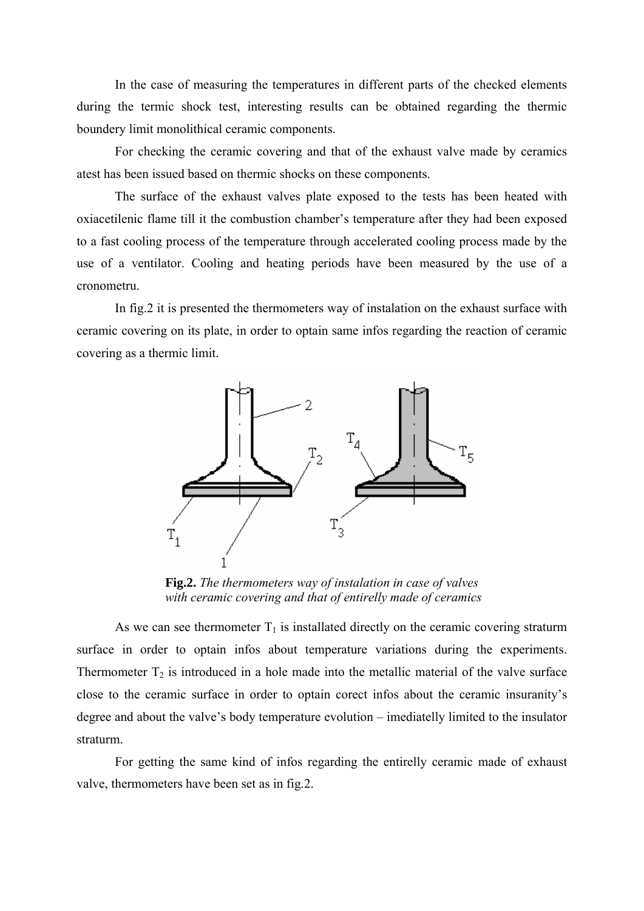In the case of measuring the temperatures in different parts of the checked elements during the termic shock test, interesting results can be obtained regarding the thermic boundery limit monolithical ceramic components.

For checking the ceramic covering and that of the exhaust valve made by ceramics atest has been issued based on thermic shocks on these components.

The surface of the exhaust valves plate exposed to the tests has been heated with oxiacetilenic flame till it the combustion chamber's temperature after they had been exposed to a fast cooling process of the temperature through accelerated cooling process made by the use of a ventilator. Cooling and heating periods have been measured by the use of a cronometru.

In fig.2 it is presented the thermometers way of instalation on the exhaust surface with ceramic covering on its plate, in order to optain same infos regarding the reaction of ceramic covering as a thermic limit.

**Fig.2.** *The thermometers way of instalation in case of valves with ceramic covering and that of entirelly made of ceramics*

As we can see thermometer $T_1$ is installated directly on the ceramic covering straturm surface in order to optain infos about temperature variations during the experiments. Thermometer $T_2$ is introduced in a hole made into the metallic material of the valve surface close to the ceramic surface in order to optain corect infos about the ceramic insuranity's degree and about the valve's body temperature evolution – imediatelly limited to the insulator straturm.

For getting the same kind of infos regarding the entirelly ceramic made of exhaust valve, thermometers have been set as in fig.2.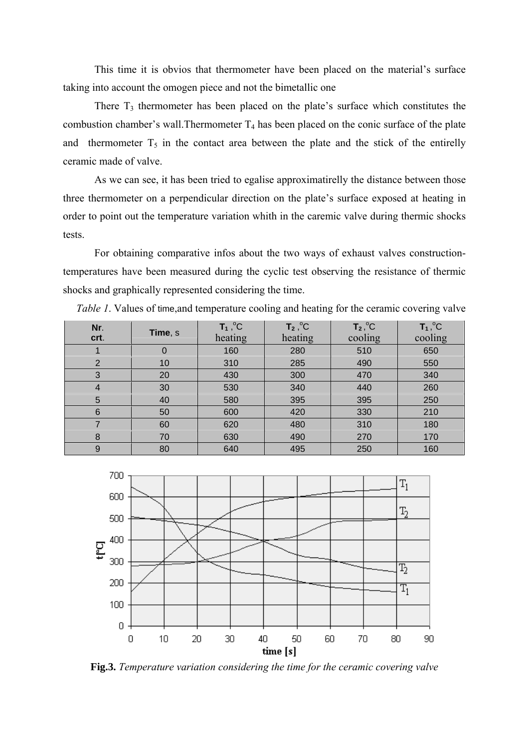This time it is obvios that thermometer have been placed on the material's surface taking into account the omogen piece and not the bimetallic one

There $T_3$ thermometer has been placed on the plate's surface which constitutes the combustion chamber's wall.Thermometer $T_4$ has been placed on the conic surface of the plate and thermometer $T_5$ in the contact area between the plate and the stick of the entirelly ceramic made of valve.

As we can see, it has been tried to egalise approximatirelly the distance between those three thermometer on a perpendicular direction on the plate's surface exposed at heating in order to point out the temperature variation whith in the caremic valve during thermic shocks tests.

For obtaining comparative infos about the two ways of exhaust valves construction-temperatures have been measured during the cyclic test observing the resistance of thermic shocks and graphically represented considering the time.

*Table 1*. Values of time,and temperature cooling and heating for the ceramic covering valve

| **Nr. crt.** | **Time**, s | $T_1$, °C heating | $T_2$, °C heating | $T_2$, °C cooling | $T_1$, °C cooling |
|---|---|---|---|---|---|
| 1 | 0 | 160 | 280 | 510 | 650 |
| 2 | 10 | 310 | 285 | 490 | 550 |
| 3 | 20 | 430 | 300 | 470 | 340 |
| 4 | 30 | 530 | 340 | 440 | 260 |
| 5 | 40 | 580 | 395 | 395 | 250 |
| 6 | 50 | 600 | 420 | 330 | 210 |
| 7 | 60 | 620 | 480 | 310 | 180 |
| 8 | 70 | 630 | 490 | 270 | 170 |
| 9 | 80 | 640 | 495 | 250 | 160 |

**Fig.3.** *Temperature variation considering the time for the ceramic covering valve*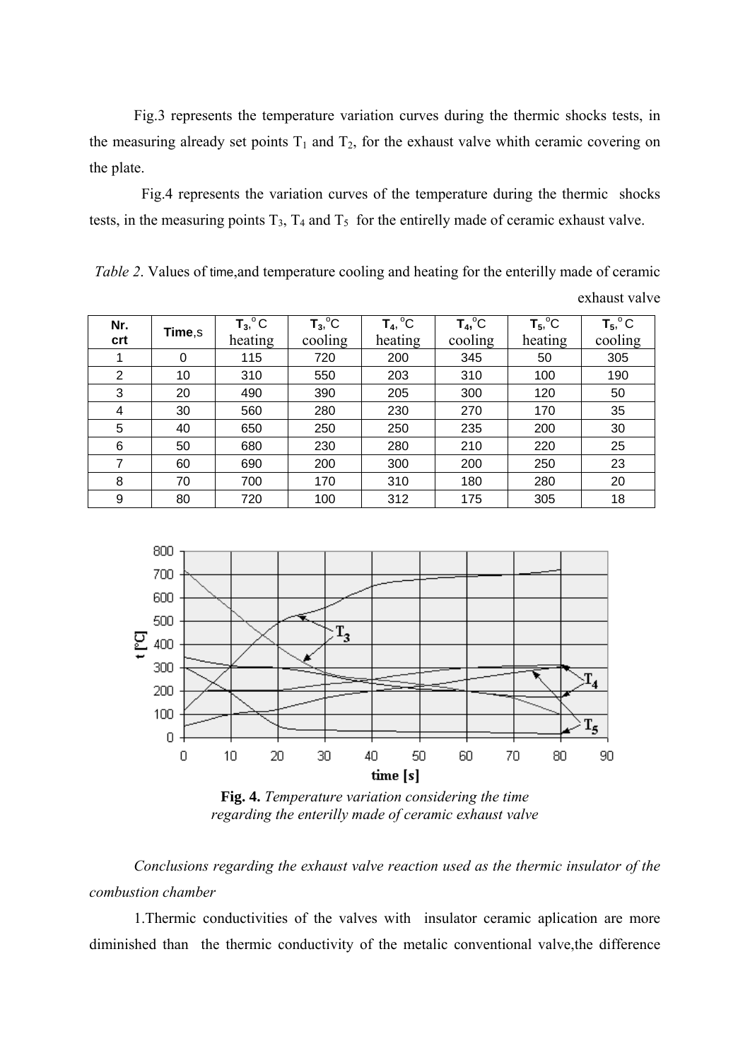Fig.3 represents the temperature variation curves during the thermic shocks tests, in the measuring already set points $T_1$ and $T_2$, for the exhaust valve whith ceramic covering on the plate.

Fig.4 represents the variation curves of the temperature during the thermic shocks tests, in the measuring points $T_3$, $T_4$ and $T_5$ for the entirelly made of ceramic exhaust valve.

*Table 2*. Values of time,and temperature cooling and heating for the enterilly made of ceramic exhaust valve

| Nr. crt | Time,s | $T_3$,°C heating | $T_3$,°C cooling | $T_4$, °C heating | $T_4$,°C cooling | $T_5$,°C heating | $T_5$,°C cooling |
|---|---|---|---|---|---|---|---|
| 1 | 0 | 115 | 720 | 200 | 345 | 50 | 305 |
| 2 | 10 | 310 | 550 | 203 | 310 | 100 | 190 |
| 3 | 20 | 490 | 390 | 205 | 300 | 120 | 50 |
| 4 | 30 | 560 | 280 | 230 | 270 | 170 | 35 |
| 5 | 40 | 650 | 250 | 250 | 235 | 200 | 30 |
| 6 | 50 | 680 | 230 | 280 | 210 | 220 | 25 |
| 7 | 60 | 690 | 200 | 300 | 200 | 250 | 23 |
| 8 | 70 | 700 | 170 | 310 | 180 | 280 | 20 |
| 9 | 80 | 720 | 100 | 312 | 175 | 305 | 18 |

**Fig. 4.** *Temperature variation considering the time regarding the enterilly made of ceramic exhaust valve*

*Conclusions regarding the exhaust valve reaction used as the thermic insulator of the combustion chamber*

1.Thermic conductivities of the valves with insulator ceramic aplication are more diminished than the thermic conductivity of the metalic conventional valve,the difference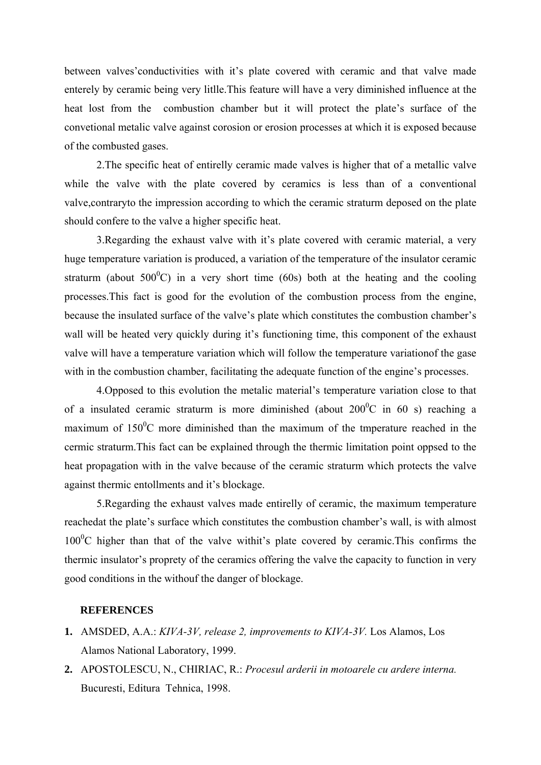between valves'conductivities with it's plate covered with ceramic and that valve made enterely by ceramic being very litlle.This feature will have a very diminished influence at the heat lost from the combustion chamber but it will protect the plate's surface of the convetional metalic valve against corosion or erosion processes at which it is exposed because of the combusted gases.

2.The specific heat of entirelly ceramic made valves is higher that of a metallic valve while the valve with the plate covered by ceramics is less than of a conventional valve,contraryto the impression according to which the ceramic straturm deposed on the plate should confere to the valve a higher specific heat.

3.Regarding the exhaust valve with it's plate covered with ceramic material, a very huge temperature variation is produced, a variation of the temperature of the insulator ceramic straturm (about $500^0$C) in a very short time (60s) both at the heating and the cooling processes.This fact is good for the evolution of the combustion process from the engine, because the insulated surface of the valve's plate which constitutes the combustion chamber's wall will be heated very quickly during it's functioning time, this component of the exhaust valve will have a temperature variation which will follow the temperature variationof the gase with in the combustion chamber, facilitating the adequate function of the engine's processes.

4.Opposed to this evolution the metalic material's temperature variation close to that of a insulated ceramic straturm is more diminished (about $200^0$C in 60 s) reaching a maximum of $150^0$C more diminished than the maximum of the tmperature reached in the cermic straturm.This fact can be explained through the thermic limitation point oppsed to the heat propagation with in the valve because of the ceramic straturm which protects the valve against thermic entollments and it's blockage.

5.Regarding the exhaust valves made entirelly of ceramic, the maximum temperature reachedat the plate's surface which constitutes the combustion chamber's wall, is with almost $100^0$C higher than that of the valve withit's plate covered by ceramic.This confirms the thermic insulator's proprety of the ceramics offering the valve the capacity to function in very good conditions in the withouf the danger of blockage.

**REFERENCES**

1. AMSDED, A.A.: *KIVA-3V, release 2, improvements to KIVA-3V.* Los Alamos, Los Alamos National Laboratory, 1999.
2. APOSTOLESCU, N., CHIRIAC, R.: *Procesul arderii in motoarele cu ardere interna.* Bucuresti, Editura Tehnica, 1998.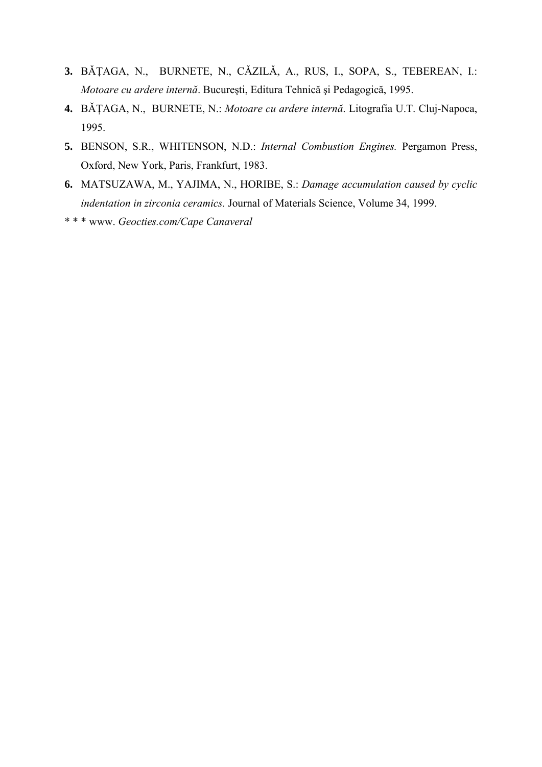3. BĂȚAGA, N., BURNETE, N., CĂZILĂ, A., RUS, I., SOPA, S., TEBEREAN, I.: *Motoare cu ardere internă*. Bucureşti, Editura Tehnică şi Pedagogică, 1995.
4. BĂȚAGA, N., BURNETE, N.: *Motoare cu ardere internă*. Litografia U.T. Cluj-Napoca, 1995.
5. BENSON, S.R., WHITENSON, N.D.: *Internal Combustion Engines.* Pergamon Press, Oxford, New York, Paris, Frankfurt, 1983.
6. MATSUZAWA, M., YAJIMA, N., HORIBE, S.: *Damage accumulation caused by cyclic indentation in zirconia ceramics.* Journal of Materials Science, Volume 34, 1999.

* * * www. *Geocties.com/Cape Canaveral*